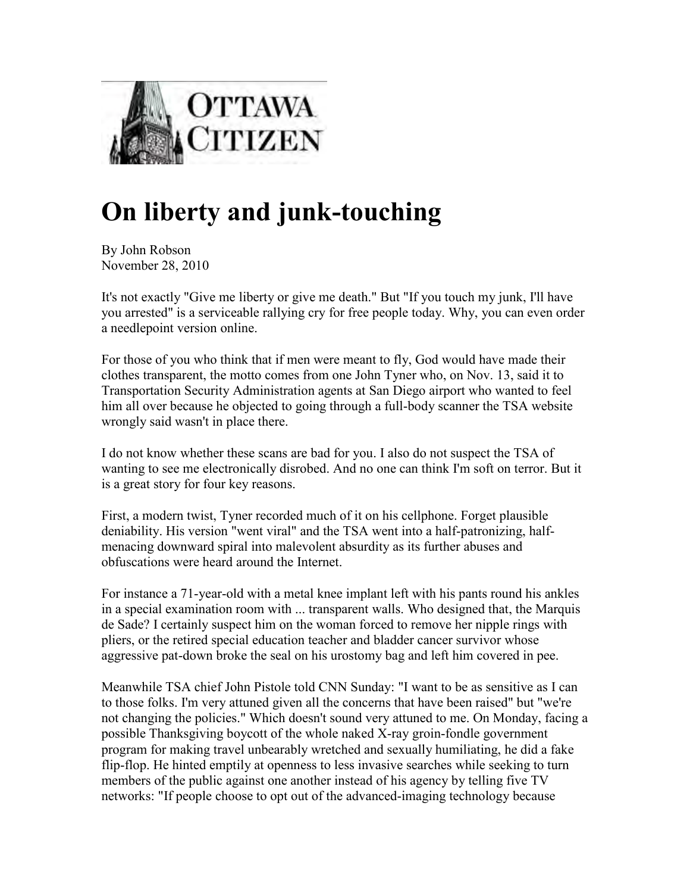OTTAWA CITIZEN

# On liberty and junk-touching

By John Robson
November 28, 2010

It's not exactly "Give me liberty or give me death." But "If you touch my junk, I'll have you arrested" is a serviceable rallying cry for free people today. Why, you can even order a needlepoint version online.

For those of you who think that if men were meant to fly, God would have made their clothes transparent, the motto comes from one John Tyner who, on Nov. 13, said it to Transportation Security Administration agents at San Diego airport who wanted to feel him all over because he objected to going through a full-body scanner the TSA website wrongly said wasn't in place there.

I do not know whether these scans are bad for you. I also do not suspect the TSA of wanting to see me electronically disrobed. And no one can think I'm soft on terror. But it is a great story for four key reasons.

First, a modern twist, Tyner recorded much of it on his cellphone. Forget plausible deniability. His version "went viral" and the TSA went into a half-patronizing, half-menacing downward spiral into malevolent absurdity as its further abuses and obfuscations were heard around the Internet.

For instance a 71-year-old with a metal knee implant left with his pants round his ankles in a special examination room with ... transparent walls. Who designed that, the Marquis de Sade? I certainly suspect him on the woman forced to remove her nipple rings with pliers, or the retired special education teacher and bladder cancer survivor whose aggressive pat-down broke the seal on his urostomy bag and left him covered in pee.

Meanwhile TSA chief John Pistole told CNN Sunday: "I want to be as sensitive as I can to those folks. I'm very attuned given all the concerns that have been raised" but "we're not changing the policies." Which doesn't sound very attuned to me. On Monday, facing a possible Thanksgiving boycott of the whole naked X-ray groin-fondle government program for making travel unbearably wretched and sexually humiliating, he did a fake flip-flop. He hinted emptily at openness to less invasive searches while seeking to turn members of the public against one another instead of his agency by telling five TV networks: "If people choose to opt out of the advanced-imaging technology because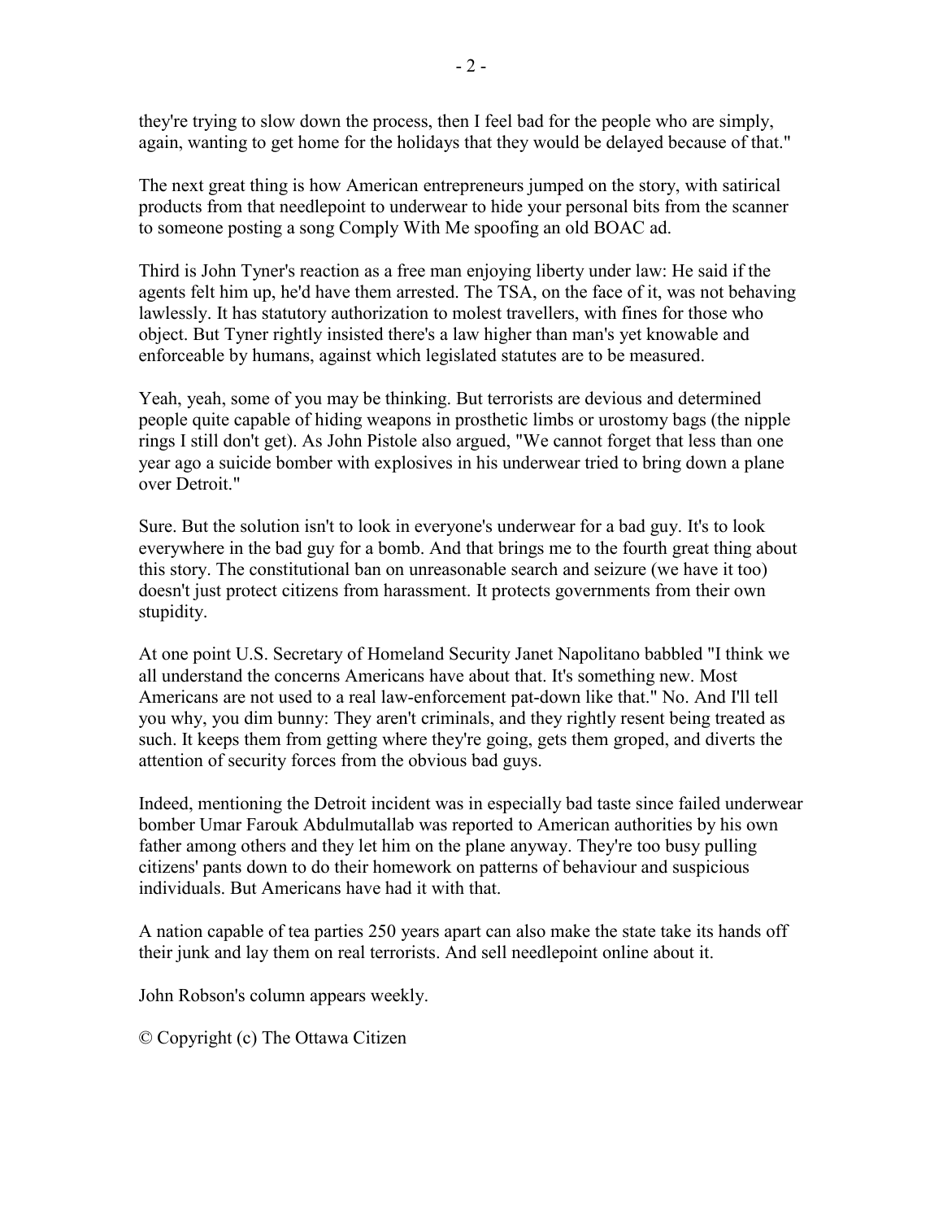they're trying to slow down the process, then I feel bad for the people who are simply, again, wanting to get home for the holidays that they would be delayed because of that."

The next great thing is how American entrepreneurs jumped on the story, with satirical products from that needlepoint to underwear to hide your personal bits from the scanner to someone posting a song Comply With Me spoofing an old BOAC ad.

Third is John Tyner's reaction as a free man enjoying liberty under law: He said if the agents felt him up, he'd have them arrested. The TSA, on the face of it, was not behaving lawlessly. It has statutory authorization to molest travellers, with fines for those who object. But Tyner rightly insisted there's a law higher than man's yet knowable and enforceable by humans, against which legislated statutes are to be measured.

Yeah, yeah, some of you may be thinking. But terrorists are devious and determined people quite capable of hiding weapons in prosthetic limbs or urostomy bags (the nipple rings I still don't get). As John Pistole also argued, "We cannot forget that less than one year ago a suicide bomber with explosives in his underwear tried to bring down a plane over Detroit."

Sure. But the solution isn't to look in everyone's underwear for a bad guy. It's to look everywhere in the bad guy for a bomb. And that brings me to the fourth great thing about this story. The constitutional ban on unreasonable search and seizure (we have it too) doesn't just protect citizens from harassment. It protects governments from their own stupidity.

At one point U.S. Secretary of Homeland Security Janet Napolitano babbled "I think we all understand the concerns Americans have about that. It's something new. Most Americans are not used to a real law-enforcement pat-down like that." No. And I'll tell you why, you dim bunny: They aren't criminals, and they rightly resent being treated as such. It keeps them from getting where they're going, gets them groped, and diverts the attention of security forces from the obvious bad guys.

Indeed, mentioning the Detroit incident was in especially bad taste since failed underwear bomber Umar Farouk Abdulmutallab was reported to American authorities by his own father among others and they let him on the plane anyway. They're too busy pulling citizens' pants down to do their homework on patterns of behaviour and suspicious individuals. But Americans have had it with that.

A nation capable of tea parties 250 years apart can also make the state take its hands off their junk and lay them on real terrorists. And sell needlepoint online about it.

John Robson's column appears weekly.

© Copyright (c) The Ottawa Citizen